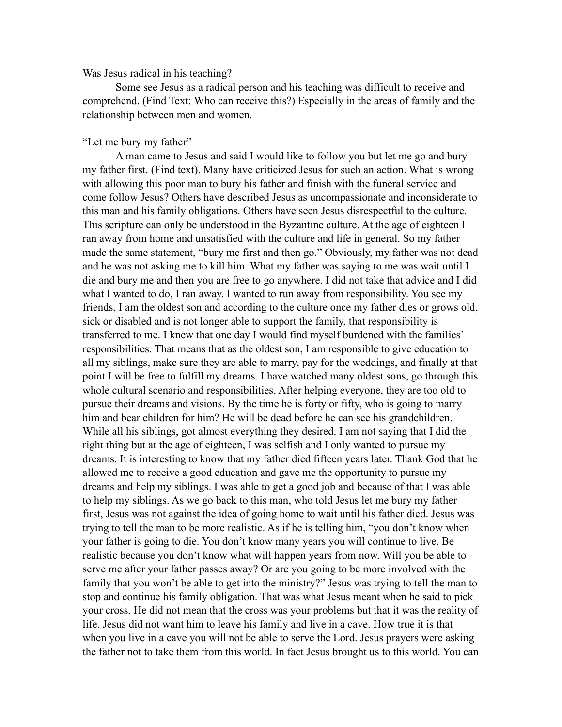Was Jesus radical in his teaching?

Some see Jesus as a radical person and his teaching was difficult to receive and comprehend. (Find Text: Who can receive this?) Especially in the areas of family and the relationship between men and women.

"Let me bury my father"

A man came to Jesus and said I would like to follow you but let me go and bury my father first. (Find text). Many have criticized Jesus for such an action. What is wrong with allowing this poor man to bury his father and finish with the funeral service and come follow Jesus? Others have described Jesus as uncompassionate and inconsiderate to this man and his family obligations. Others have seen Jesus disrespectful to the culture. This scripture can only be understood in the Byzantine culture. At the age of eighteen I ran away from home and unsatisfied with the culture and life in general. So my father made the same statement, "bury me first and then go." Obviously, my father was not dead and he was not asking me to kill him. What my father was saying to me was wait until I die and bury me and then you are free to go anywhere. I did not take that advice and I did what I wanted to do, I ran away. I wanted to run away from responsibility. You see my friends, I am the oldest son and according to the culture once my father dies or grows old, sick or disabled and is not longer able to support the family, that responsibility is transferred to me. I knew that one day I would find myself burdened with the families' responsibilities. That means that as the oldest son, I am responsible to give education to all my siblings, make sure they are able to marry, pay for the weddings, and finally at that point I will be free to fulfill my dreams. I have watched many oldest sons, go through this whole cultural scenario and responsibilities. After helping everyone, they are too old to pursue their dreams and visions. By the time he is forty or fifty, who is going to marry him and bear children for him? He will be dead before he can see his grandchildren. While all his siblings, got almost everything they desired. I am not saying that I did the right thing but at the age of eighteen, I was selfish and I only wanted to pursue my dreams. It is interesting to know that my father died fifteen years later. Thank God that he allowed me to receive a good education and gave me the opportunity to pursue my dreams and help my siblings. I was able to get a good job and because of that I was able to help my siblings. As we go back to this man, who told Jesus let me bury my father first, Jesus was not against the idea of going home to wait until his father died. Jesus was trying to tell the man to be more realistic. As if he is telling him, "you don't know when your father is going to die. You don't know many years you will continue to live. Be realistic because you don't know what will happen years from now. Will you be able to serve me after your father passes away? Or are you going to be more involved with the family that you won't be able to get into the ministry?" Jesus was trying to tell the man to stop and continue his family obligation. That was what Jesus meant when he said to pick your cross. He did not mean that the cross was your problems but that it was the reality of life. Jesus did not want him to leave his family and live in a cave. How true it is that when you live in a cave you will not be able to serve the Lord. Jesus prayers were asking the father not to take them from this world. In fact Jesus brought us to this world. You can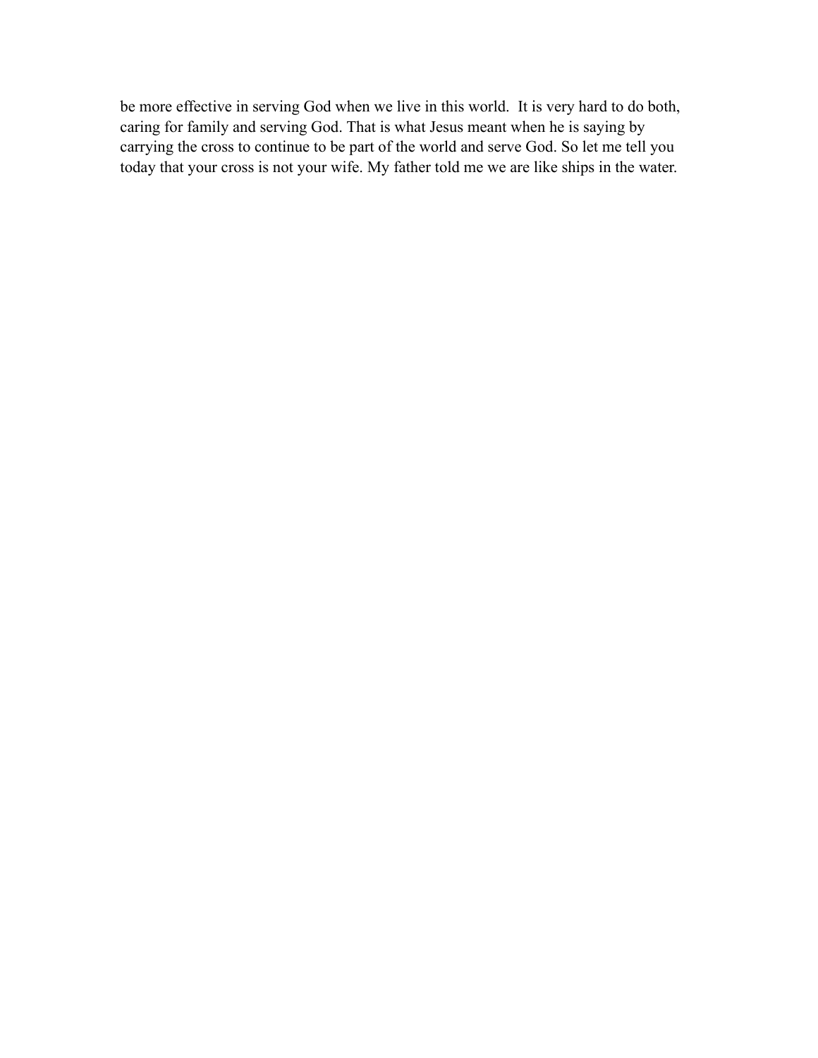be more effective in serving God when we live in this world.  It is very hard to do both, caring for family and serving God. That is what Jesus meant when he is saying by carrying the cross to continue to be part of the world and serve God. So let me tell you today that your cross is not your wife. My father told me we are like ships in the water.